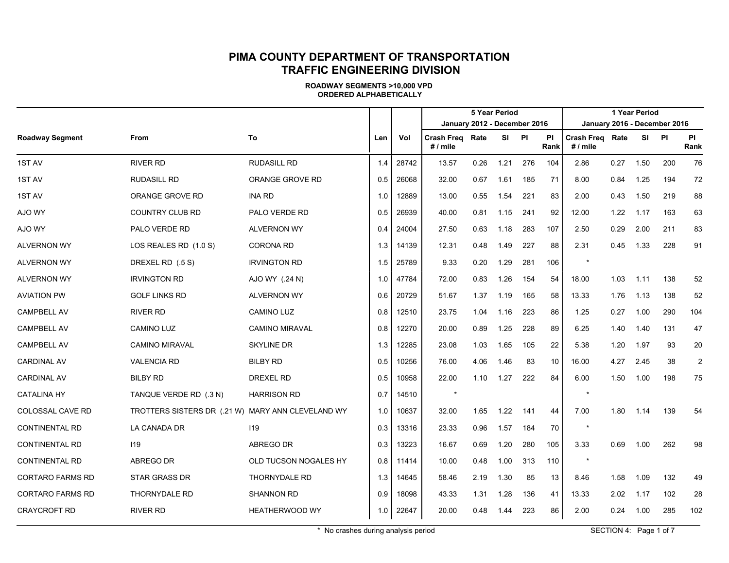# PIMA COUNTY DEPARTMENT OF TRANSPORTATION
# TRAFFIC ENGINEERING DIVISION

**ROADWAY SEGMENTS >10,000 VPD**
**ORDERED ALPHABETICALLY**

| | | | | | 5 Year Period January 2012 - December 2016 | | | | | 1 Year Period January 2016 - December 2016 | | | | |
|---|---|---|---|---|---|---|---|---|---|---|---|---|---|---|
| **Roadway Segment** | **From** | **To** | **Len** | **Vol** | **Crash Freq # / mile** | **Rate** | **SI** | **PI** | **PI Rank** | **Crash Freq # / mile** | **Rate** | **SI** | **PI** | **PI Rank** |
| 1ST AV | RIVER RD | RUDASILL RD | 1.4 | 28742 | 13.57 | 0.26 | 1.21 | 276 | 104 | 2.86 | 0.27 | 1.50 | 200 | 76 |
| 1ST AV | RUDASILL RD | ORANGE GROVE RD | 0.5 | 26068 | 32.00 | 0.67 | 1.61 | 185 | 71 | 8.00 | 0.84 | 1.25 | 194 | 72 |
| 1ST AV | ORANGE GROVE RD | INA RD | 1.0 | 12889 | 13.00 | 0.55 | 1.54 | 221 | 83 | 2.00 | 0.43 | 1.50 | 219 | 88 |
| AJO WY | COUNTRY CLUB RD | PALO VERDE RD | 0.5 | 26939 | 40.00 | 0.81 | 1.15 | 241 | 92 | 12.00 | 1.22 | 1.17 | 163 | 63 |
| AJO WY | PALO VERDE RD | ALVERNON WY | 0.4 | 24004 | 27.50 | 0.63 | 1.18 | 283 | 107 | 2.50 | 0.29 | 2.00 | 211 | 83 |
| ALVERNON WY | LOS REALES RD (1.0 S) | CORONA RD | 1.3 | 14139 | 12.31 | 0.48 | 1.49 | 227 | 88 | 2.31 | 0.45 | 1.33 | 228 | 91 |
| ALVERNON WY | DREXEL RD (.5 S) | IRVINGTON RD | 1.5 | 25789 | 9.33 | 0.20 | 1.29 | 281 | 106 | * | | | | |
| ALVERNON WY | IRVINGTON RD | AJO WY (.24 N) | 1.0 | 47784 | 72.00 | 0.83 | 1.26 | 154 | 54 | 18.00 | 1.03 | 1.11 | 138 | 52 |
| AVIATION PW | GOLF LINKS RD | ALVERNON WY | 0.6 | 20729 | 51.67 | 1.37 | 1.19 | 165 | 58 | 13.33 | 1.76 | 1.13 | 138 | 52 |
| CAMPBELL AV | RIVER RD | CAMINO LUZ | 0.8 | 12510 | 23.75 | 1.04 | 1.16 | 223 | 86 | 1.25 | 0.27 | 1.00 | 290 | 104 |
| CAMPBELL AV | CAMINO LUZ | CAMINO MIRAVAL | 0.8 | 12270 | 20.00 | 0.89 | 1.25 | 228 | 89 | 6.25 | 1.40 | 1.40 | 131 | 47 |
| CAMPBELL AV | CAMINO MIRAVAL | SKYLINE DR | 1.3 | 12285 | 23.08 | 1.03 | 1.65 | 105 | 22 | 5.38 | 1.20 | 1.97 | 93 | 20 |
| CARDINAL AV | VALENCIA RD | BILBY RD | 0.5 | 10256 | 76.00 | 4.06 | 1.46 | 83 | 10 | 16.00 | 4.27 | 2.45 | 38 | 2 |
| CARDINAL AV | BILBY RD | DREXEL RD | 0.5 | 10958 | 22.00 | 1.10 | 1.27 | 222 | 84 | 6.00 | 1.50 | 1.00 | 198 | 75 |
| CATALINA HY | TANQUE VERDE RD (.3 N) | HARRISON RD | 0.7 | 14510 | * | | | | | * | | | | |
| COLOSSAL CAVE RD | TROTTERS SISTERS DR (.21 W) | MARY ANN CLEVELAND WY | 1.0 | 10637 | 32.00 | 1.65 | 1.22 | 141 | 44 | 7.00 | 1.80 | 1.14 | 139 | 54 |
| CONTINENTAL RD | LA CANADA DR | I19 | 0.3 | 13316 | 23.33 | 0.96 | 1.57 | 184 | 70 | * | | | | |
| CONTINENTAL RD | I19 | ABREGO DR | 0.3 | 13223 | 16.67 | 0.69 | 1.20 | 280 | 105 | 3.33 | 0.69 | 1.00 | 262 | 98 |
| CONTINENTAL RD | ABREGO DR | OLD TUCSON NOGALES HY | 0.8 | 11414 | 10.00 | 0.48 | 1.00 | 313 | 110 | * | | | | |
| CORTARO FARMS RD | STAR GRASS DR | THORNYDALE RD | 1.3 | 14645 | 58.46 | 2.19 | 1.30 | 85 | 13 | 8.46 | 1.58 | 1.09 | 132 | 49 |
| CORTARO FARMS RD | THORNYDALE RD | SHANNON RD | 0.9 | 18098 | 43.33 | 1.31 | 1.28 | 136 | 41 | 13.33 | 2.02 | 1.17 | 102 | 28 |
| CRAYCROFT RD | RIVER RD | HEATHERWOOD WY | 1.0 | 22647 | 20.00 | 0.48 | 1.44 | 223 | 86 | 2.00 | 0.24 | 1.00 | 285 | 102 |

\* No crashes during analysis period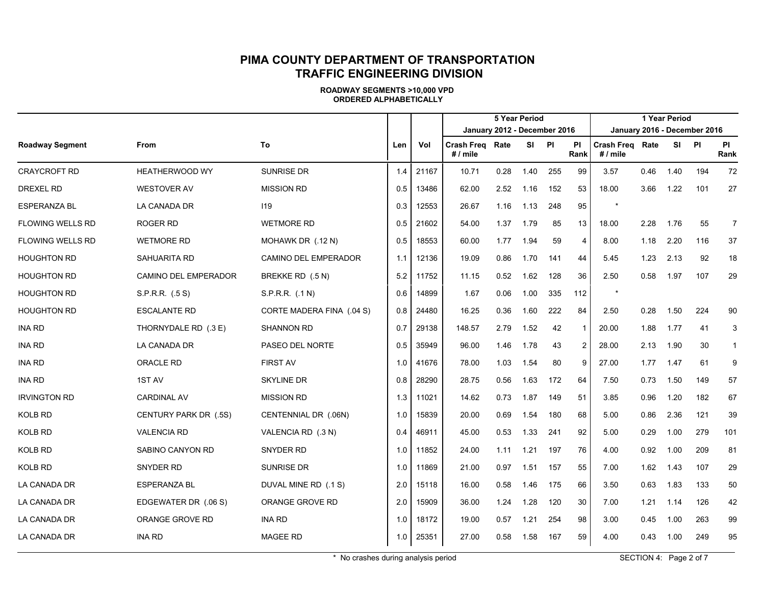# PIMA COUNTY DEPARTMENT OF TRANSPORTATION
# TRAFFIC ENGINEERING DIVISION

**ROADWAY SEGMENTS >10,000 VPD**
**ORDERED ALPHABETICALLY**

| | | | | | 5 Year Period January 2012 - December 2016 | | | | | 1 Year Period January 2016 - December 2016 | | | | |
|---|---|---|---|---|---|---|---|---|---|---|---|---|---|---|
| **Roadway Segment** | **From** | **To** | **Len** | **Vol** | **Crash Freq # / mile** | **Rate** | **SI** | **PI** | **PI Rank** | **Crash Freq # / mile** | **Rate** | **SI** | **PI** | **PI Rank** |
| CRAYCROFT RD | HEATHERWOOD WY | SUNRISE DR | 1.4 | 21167 | 10.71 | 0.28 | 1.40 | 255 | 99 | 3.57 | 0.46 | 1.40 | 194 | 72 |
| DREXEL RD | WESTOVER AV | MISSION RD | 0.5 | 13486 | 62.00 | 2.52 | 1.16 | 152 | 53 | 18.00 | 3.66 | 1.22 | 101 | 27 |
| ESPERANZA BL | LA CANADA DR | I19 | 0.3 | 12553 | 26.67 | 1.16 | 1.13 | 248 | 95 | * | | | | |
| FLOWING WELLS RD | ROGER RD | WETMORE RD | 0.5 | 21602 | 54.00 | 1.37 | 1.79 | 85 | 13 | 18.00 | 2.28 | 1.76 | 55 | 7 |
| FLOWING WELLS RD | WETMORE RD | MOHAWK DR (.12 N) | 0.5 | 18553 | 60.00 | 1.77 | 1.94 | 59 | 4 | 8.00 | 1.18 | 2.20 | 116 | 37 |
| HOUGHTON RD | SAHUARITA RD | CAMINO DEL EMPERADOR | 1.1 | 12136 | 19.09 | 0.86 | 1.70 | 141 | 44 | 5.45 | 1.23 | 2.13 | 92 | 18 |
| HOUGHTON RD | CAMINO DEL EMPERADOR | BREKKE RD (.5 N) | 5.2 | 11752 | 11.15 | 0.52 | 1.62 | 128 | 36 | 2.50 | 0.58 | 1.97 | 107 | 29 |
| HOUGHTON RD | S.P.R.R. (.5 S) | S.P.R.R. (.1 N) | 0.6 | 14899 | 1.67 | 0.06 | 1.00 | 335 | 112 | * | | | | |
| HOUGHTON RD | ESCALANTE RD | CORTE MADERA FINA (.04 S) | 0.8 | 24480 | 16.25 | 0.36 | 1.60 | 222 | 84 | 2.50 | 0.28 | 1.50 | 224 | 90 |
| INA RD | THORNYDALE RD (.3 E) | SHANNON RD | 0.7 | 29138 | 148.57 | 2.79 | 1.52 | 42 | 1 | 20.00 | 1.88 | 1.77 | 41 | 3 |
| INA RD | LA CANADA DR | PASEO DEL NORTE | 0.5 | 35949 | 96.00 | 1.46 | 1.78 | 43 | 2 | 28.00 | 2.13 | 1.90 | 30 | 1 |
| INA RD | ORACLE RD | FIRST AV | 1.0 | 41676 | 78.00 | 1.03 | 1.54 | 80 | 9 | 27.00 | 1.77 | 1.47 | 61 | 9 |
| INA RD | 1ST AV | SKYLINE DR | 0.8 | 28290 | 28.75 | 0.56 | 1.63 | 172 | 64 | 7.50 | 0.73 | 1.50 | 149 | 57 |
| IRVINGTON RD | CARDINAL AV | MISSION RD | 1.3 | 11021 | 14.62 | 0.73 | 1.87 | 149 | 51 | 3.85 | 0.96 | 1.20 | 182 | 67 |
| KOLB RD | CENTURY PARK DR (.5S) | CENTENNIAL DR (.06N) | 1.0 | 15839 | 20.00 | 0.69 | 1.54 | 180 | 68 | 5.00 | 0.86 | 2.36 | 121 | 39 |
| KOLB RD | VALENCIA RD | VALENCIA RD (.3 N) | 0.4 | 46911 | 45.00 | 0.53 | 1.33 | 241 | 92 | 5.00 | 0.29 | 1.00 | 279 | 101 |
| KOLB RD | SABINO CANYON RD | SNYDER RD | 1.0 | 11852 | 24.00 | 1.11 | 1.21 | 197 | 76 | 4.00 | 0.92 | 1.00 | 209 | 81 |
| KOLB RD | SNYDER RD | SUNRISE DR | 1.0 | 11869 | 21.00 | 0.97 | 1.51 | 157 | 55 | 7.00 | 1.62 | 1.43 | 107 | 29 |
| LA CANADA DR | ESPERANZA BL | DUVAL MINE RD (.1 S) | 2.0 | 15118 | 16.00 | 0.58 | 1.46 | 175 | 66 | 3.50 | 0.63 | 1.83 | 133 | 50 |
| LA CANADA DR | EDGEWATER DR (.06 S) | ORANGE GROVE RD | 2.0 | 15909 | 36.00 | 1.24 | 1.28 | 120 | 30 | 7.00 | 1.21 | 1.14 | 126 | 42 |
| LA CANADA DR | ORANGE GROVE RD | INA RD | 1.0 | 18172 | 19.00 | 0.57 | 1.21 | 254 | 98 | 3.00 | 0.45 | 1.00 | 263 | 99 |
| LA CANADA DR | INA RD | MAGEE RD | 1.0 | 25351 | 27.00 | 0.58 | 1.58 | 167 | 59 | 4.00 | 0.43 | 1.00 | 249 | 95 |

\* No crashes during analysis period

SECTION 4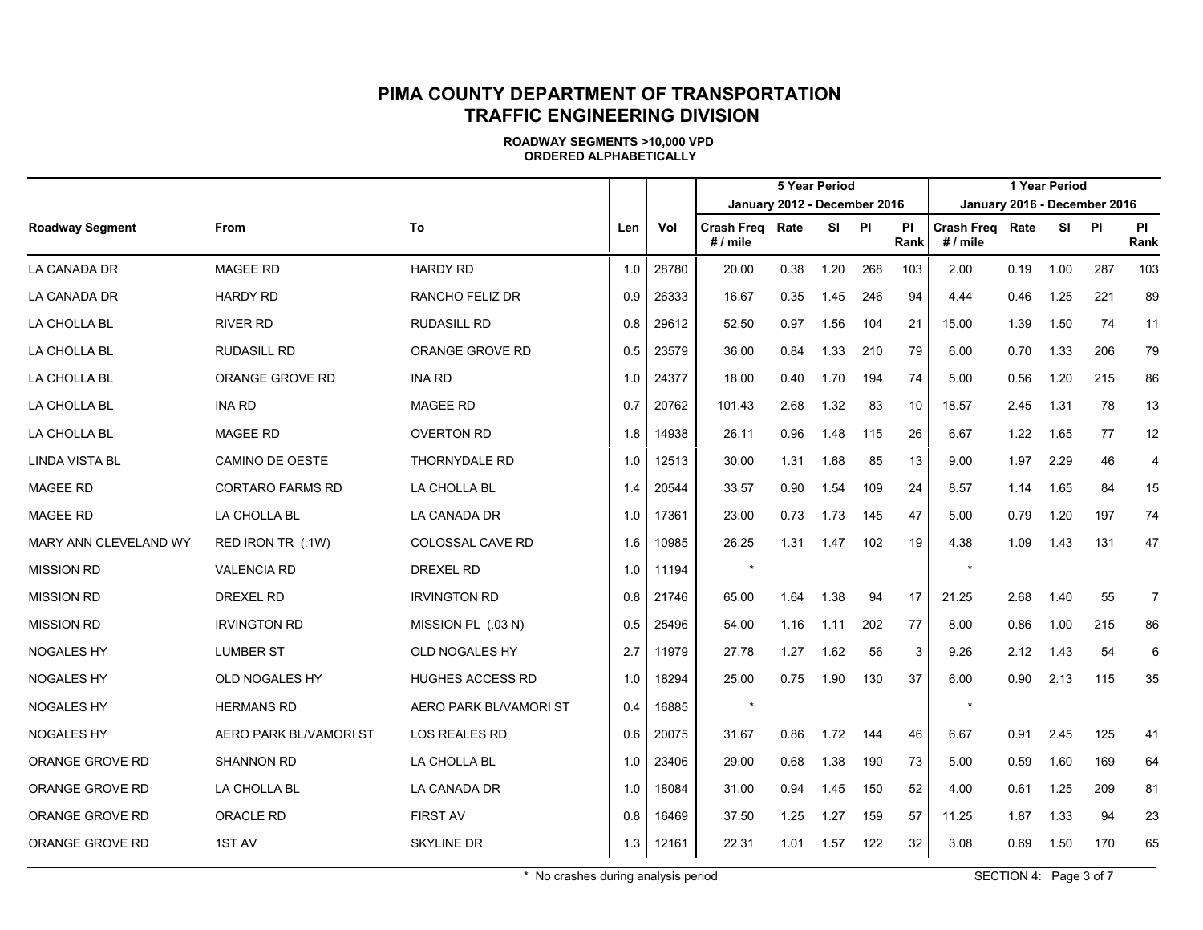# PIMA COUNTY DEPARTMENT OF TRANSPORTATION
# TRAFFIC ENGINEERING DIVISION

**ROADWAY SEGMENTS >10,000 VPD**
**ORDERED ALPHABETICALLY**

| | | | | | 5 Year Period January 2012 - December 2016 | | | | | 1 Year Period January 2016 - December 2016 | | | | |
|---|---|---|---|---|---|---|---|---|---|---|---|---|---|---|
| **Roadway Segment** | **From** | **To** | **Len** | **Vol** | **Crash Freq # / mile** | **Rate** | **SI** | **PI** | **PI Rank** | **Crash Freq # / mile** | **Rate** | **SI** | **PI** | **PI Rank** |
| LA CANADA DR | MAGEE RD | HARDY RD | 1.0 | 28780 | 20.00 | 0.38 | 1.20 | 268 | 103 | 2.00 | 0.19 | 1.00 | 287 | 103 |
| LA CANADA DR | HARDY RD | RANCHO FELIZ DR | 0.9 | 26333 | 16.67 | 0.35 | 1.45 | 246 | 94 | 4.44 | 0.46 | 1.25 | 221 | 89 |
| LA CHOLLA BL | RIVER RD | RUDASILL RD | 0.8 | 29612 | 52.50 | 0.97 | 1.56 | 104 | 21 | 15.00 | 1.39 | 1.50 | 74 | 11 |
| LA CHOLLA BL | RUDASILL RD | ORANGE GROVE RD | 0.5 | 23579 | 36.00 | 0.84 | 1.33 | 210 | 79 | 6.00 | 0.70 | 1.33 | 206 | 79 |
| LA CHOLLA BL | ORANGE GROVE RD | INA RD | 1.0 | 24377 | 18.00 | 0.40 | 1.70 | 194 | 74 | 5.00 | 0.56 | 1.20 | 215 | 86 |
| LA CHOLLA BL | INA RD | MAGEE RD | 0.7 | 20762 | 101.43 | 2.68 | 1.32 | 83 | 10 | 18.57 | 2.45 | 1.31 | 78 | 13 |
| LA CHOLLA BL | MAGEE RD | OVERTON RD | 1.8 | 14938 | 26.11 | 0.96 | 1.48 | 115 | 26 | 6.67 | 1.22 | 1.65 | 77 | 12 |
| LINDA VISTA BL | CAMINO DE OESTE | THORNYDALE RD | 1.0 | 12513 | 30.00 | 1.31 | 1.68 | 85 | 13 | 9.00 | 1.97 | 2.29 | 46 | 4 |
| MAGEE RD | CORTARO FARMS RD | LA CHOLLA BL | 1.4 | 20544 | 33.57 | 0.90 | 1.54 | 109 | 24 | 8.57 | 1.14 | 1.65 | 84 | 15 |
| MAGEE RD | LA CHOLLA BL | LA CANADA DR | 1.0 | 17361 | 23.00 | 0.73 | 1.73 | 145 | 47 | 5.00 | 0.79 | 1.20 | 197 | 74 |
| MARY ANN CLEVELAND WY | RED IRON TR (.1W) | COLOSSAL CAVE RD | 1.6 | 10985 | 26.25 | 1.31 | 1.47 | 102 | 19 | 4.38 | 1.09 | 1.43 | 131 | 47 |
| MISSION RD | VALENCIA RD | DREXEL RD | 1.0 | 11194 | * | | | | | * | | | | |
| MISSION RD | DREXEL RD | IRVINGTON RD | 0.8 | 21746 | 65.00 | 1.64 | 1.38 | 94 | 17 | 21.25 | 2.68 | 1.40 | 55 | 7 |
| MISSION RD | IRVINGTON RD | MISSION PL (.03 N) | 0.5 | 25496 | 54.00 | 1.16 | 1.11 | 202 | 77 | 8.00 | 0.86 | 1.00 | 215 | 86 |
| NOGALES HY | LUMBER ST | OLD NOGALES HY | 2.7 | 11979 | 27.78 | 1.27 | 1.62 | 56 | 3 | 9.26 | 2.12 | 1.43 | 54 | 6 |
| NOGALES HY | OLD NOGALES HY | HUGHES ACCESS RD | 1.0 | 18294 | 25.00 | 0.75 | 1.90 | 130 | 37 | 6.00 | 0.90 | 2.13 | 115 | 35 |
| NOGALES HY | HERMANS RD | AERO PARK BL/VAMORI ST | 0.4 | 16885 | * | | | | | * | | | | |
| NOGALES HY | AERO PARK BL/VAMORI ST | LOS REALES RD | 0.6 | 20075 | 31.67 | 0.86 | 1.72 | 144 | 46 | 6.67 | 0.91 | 2.45 | 125 | 41 |
| ORANGE GROVE RD | SHANNON RD | LA CHOLLA BL | 1.0 | 23406 | 29.00 | 0.68 | 1.38 | 190 | 73 | 5.00 | 0.59 | 1.60 | 169 | 64 |
| ORANGE GROVE RD | LA CHOLLA BL | LA CANADA DR | 1.0 | 18084 | 31.00 | 0.94 | 1.45 | 150 | 52 | 4.00 | 0.61 | 1.25 | 209 | 81 |
| ORANGE GROVE RD | ORACLE RD | FIRST AV | 0.8 | 16469 | 37.50 | 1.25 | 1.27 | 159 | 57 | 11.25 | 1.87 | 1.33 | 94 | 23 |
| ORANGE GROVE RD | 1ST AV | SKYLINE DR | 1.3 | 12161 | 22.31 | 1.01 | 1.57 | 122 | 32 | 3.08 | 0.69 | 1.50 | 170 | 65 |

* No crashes during analysis period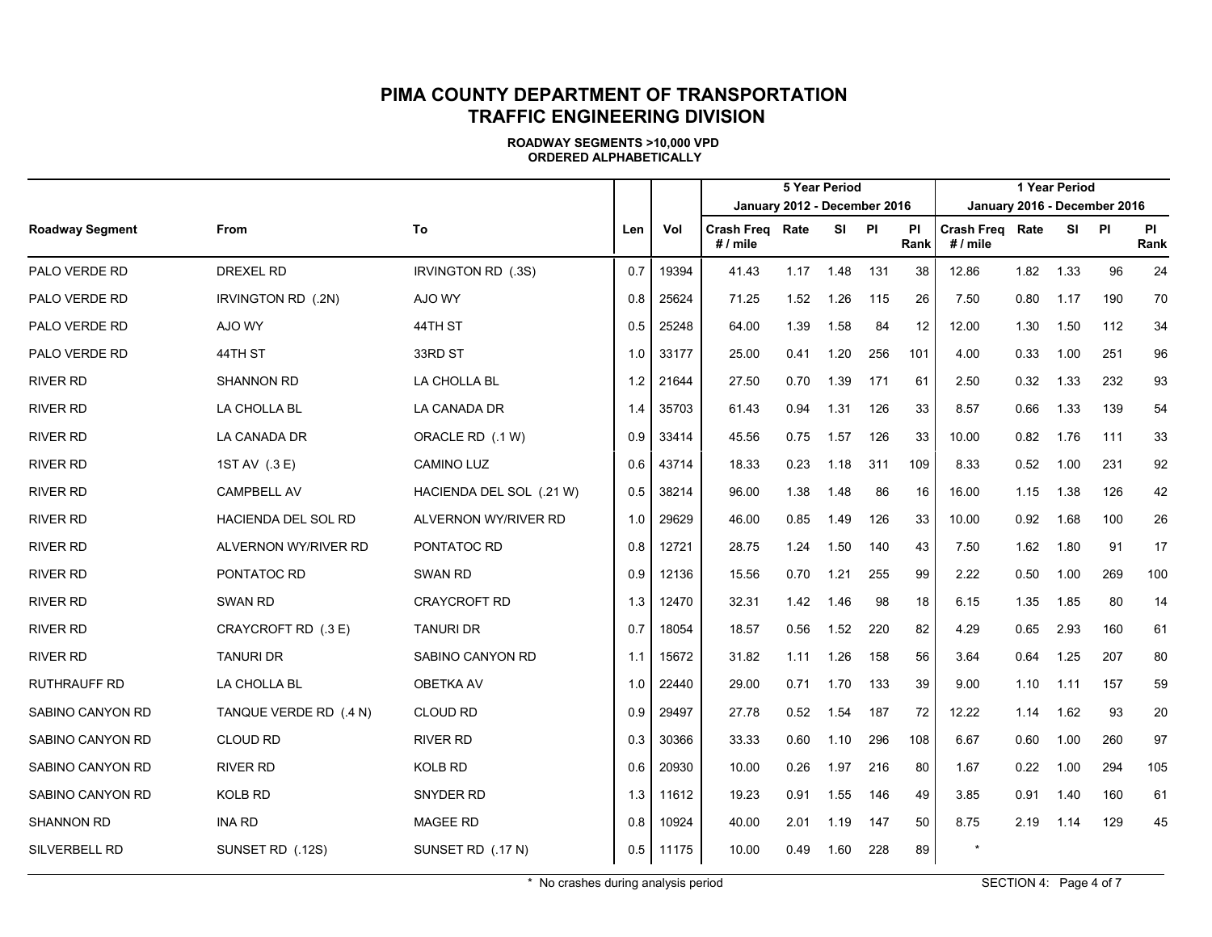# PIMA COUNTY DEPARTMENT OF TRANSPORTATION
# TRAFFIC ENGINEERING DIVISION

**ROADWAY SEGMENTS >10,000 VPD**
**ORDERED ALPHABETICALLY**

| | | | | | 5 Year Period January 2012 - December 2016 | | | | | 1 Year Period January 2016 - December 2016 | | | | |
|---|---|---|---|---|---|---|---|---|---|---|---|---|---|---|
| **Roadway Segment** | **From** | **To** | **Len** | **Vol** | **Crash Freq # / mile** | **Rate** | **SI** | **PI** | **PI Rank** | **Crash Freq # / mile** | **Rate** | **SI** | **PI** | **PI Rank** |
| PALO VERDE RD | DREXEL RD | IRVINGTON RD (.3S) | 0.7 | 19394 | 41.43 | 1.17 | 1.48 | 131 | 38 | 12.86 | 1.82 | 1.33 | 96 | 24 |
| PALO VERDE RD | IRVINGTON RD (.2N) | AJO WY | 0.8 | 25624 | 71.25 | 1.52 | 1.26 | 115 | 26 | 7.50 | 0.80 | 1.17 | 190 | 70 |
| PALO VERDE RD | AJO WY | 44TH ST | 0.5 | 25248 | 64.00 | 1.39 | 1.58 | 84 | 12 | 12.00 | 1.30 | 1.50 | 112 | 34 |
| PALO VERDE RD | 44TH ST | 33RD ST | 1.0 | 33177 | 25.00 | 0.41 | 1.20 | 256 | 101 | 4.00 | 0.33 | 1.00 | 251 | 96 |
| RIVER RD | SHANNON RD | LA CHOLLA BL | 1.2 | 21644 | 27.50 | 0.70 | 1.39 | 171 | 61 | 2.50 | 0.32 | 1.33 | 232 | 93 |
| RIVER RD | LA CHOLLA BL | LA CANADA DR | 1.4 | 35703 | 61.43 | 0.94 | 1.31 | 126 | 33 | 8.57 | 0.66 | 1.33 | 139 | 54 |
| RIVER RD | LA CANADA DR | ORACLE RD (.1 W) | 0.9 | 33414 | 45.56 | 0.75 | 1.57 | 126 | 33 | 10.00 | 0.82 | 1.76 | 111 | 33 |
| RIVER RD | 1ST AV (.3 E) | CAMINO LUZ | 0.6 | 43714 | 18.33 | 0.23 | 1.18 | 311 | 109 | 8.33 | 0.52 | 1.00 | 231 | 92 |
| RIVER RD | CAMPBELL AV | HACIENDA DEL SOL (.21 W) | 0.5 | 38214 | 96.00 | 1.38 | 1.48 | 86 | 16 | 16.00 | 1.15 | 1.38 | 126 | 42 |
| RIVER RD | HACIENDA DEL SOL RD | ALVERNON WY/RIVER RD | 1.0 | 29629 | 46.00 | 0.85 | 1.49 | 126 | 33 | 10.00 | 0.92 | 1.68 | 100 | 26 |
| RIVER RD | ALVERNON WY/RIVER RD | PONTATOC RD | 0.8 | 12721 | 28.75 | 1.24 | 1.50 | 140 | 43 | 7.50 | 1.62 | 1.80 | 91 | 17 |
| RIVER RD | PONTATOC RD | SWAN RD | 0.9 | 12136 | 15.56 | 0.70 | 1.21 | 255 | 99 | 2.22 | 0.50 | 1.00 | 269 | 100 |
| RIVER RD | SWAN RD | CRAYCROFT RD | 1.3 | 12470 | 32.31 | 1.42 | 1.46 | 98 | 18 | 6.15 | 1.35 | 1.85 | 80 | 14 |
| RIVER RD | CRAYCROFT RD (.3 E) | TANURI DR | 0.7 | 18054 | 18.57 | 0.56 | 1.52 | 220 | 82 | 4.29 | 0.65 | 2.93 | 160 | 61 |
| RIVER RD | TANURI DR | SABINO CANYON RD | 1.1 | 15672 | 31.82 | 1.11 | 1.26 | 158 | 56 | 3.64 | 0.64 | 1.25 | 207 | 80 |
| RUTHRAUFF RD | LA CHOLLA BL | OBETKA AV | 1.0 | 22440 | 29.00 | 0.71 | 1.70 | 133 | 39 | 9.00 | 1.10 | 1.11 | 157 | 59 |
| SABINO CANYON RD | TANQUE VERDE RD (.4 N) | CLOUD RD | 0.9 | 29497 | 27.78 | 0.52 | 1.54 | 187 | 72 | 12.22 | 1.14 | 1.62 | 93 | 20 |
| SABINO CANYON RD | CLOUD RD | RIVER RD | 0.3 | 30366 | 33.33 | 0.60 | 1.10 | 296 | 108 | 6.67 | 0.60 | 1.00 | 260 | 97 |
| SABINO CANYON RD | RIVER RD | KOLB RD | 0.6 | 20930 | 10.00 | 0.26 | 1.97 | 216 | 80 | 1.67 | 0.22 | 1.00 | 294 | 105 |
| SABINO CANYON RD | KOLB RD | SNYDER RD | 1.3 | 11612 | 19.23 | 0.91 | 1.55 | 146 | 49 | 3.85 | 0.91 | 1.40 | 160 | 61 |
| SHANNON RD | INA RD | MAGEE RD | 0.8 | 10924 | 40.00 | 2.01 | 1.19 | 147 | 50 | 8.75 | 2.19 | 1.14 | 129 | 45 |
| SILVERBELL RD | SUNSET RD (.12S) | SUNSET RD (.17 N) | 0.5 | 11175 | 10.00 | 0.49 | 1.60 | 228 | 89 | * | | | | |

* No crashes during analysis period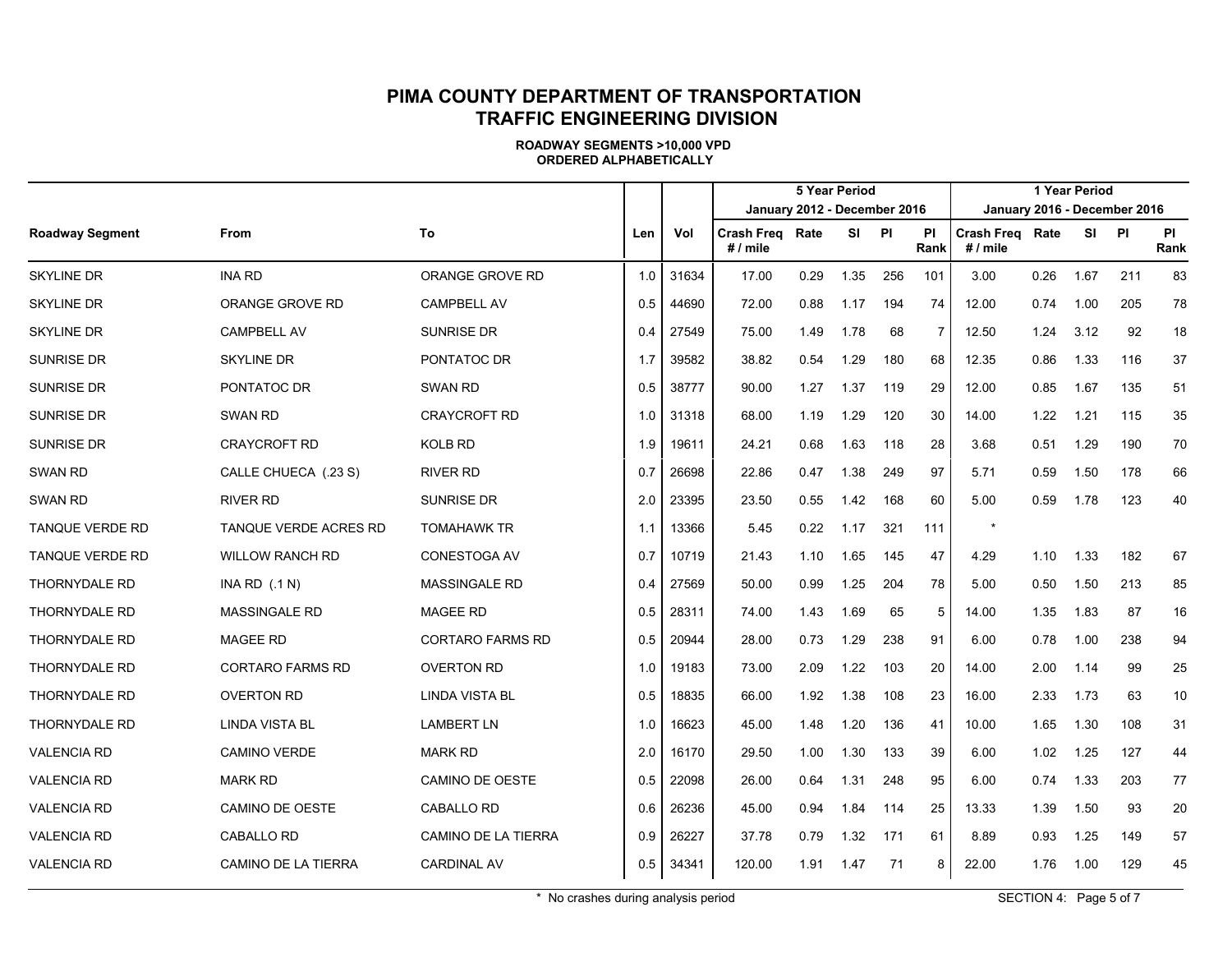# PIMA COUNTY DEPARTMENT OF TRANSPORTATION
# TRAFFIC ENGINEERING DIVISION

**ROADWAY SEGMENTS >10,000 VPD**
**ORDERED ALPHABETICALLY**

| | | | | | 5 Year Period January 2012 - December 2016 | | | | | 1 Year Period January 2016 - December 2016 | | | | |
|---|---|---|---|---|---|---|---|---|---|---|---|---|---|---|
| **Roadway Segment** | **From** | **To** | **Len** | **Vol** | **Crash Freq # / mile** | **Rate** | **SI** | **PI** | **PI Rank** | **Crash Freq # / mile** | **Rate** | **SI** | **PI** | **PI Rank** |
| SKYLINE DR | INA RD | ORANGE GROVE RD | 1.0 | 31634 | 17.00 | 0.29 | 1.35 | 256 | 101 | 3.00 | 0.26 | 1.67 | 211 | 83 |
| SKYLINE DR | ORANGE GROVE RD | CAMPBELL AV | 0.5 | 44690 | 72.00 | 0.88 | 1.17 | 194 | 74 | 12.00 | 0.74 | 1.00 | 205 | 78 |
| SKYLINE DR | CAMPBELL AV | SUNRISE DR | 0.4 | 27549 | 75.00 | 1.49 | 1.78 | 68 | 7 | 12.50 | 1.24 | 3.12 | 92 | 18 |
| SUNRISE DR | SKYLINE DR | PONTATOC DR | 1.7 | 39582 | 38.82 | 0.54 | 1.29 | 180 | 68 | 12.35 | 0.86 | 1.33 | 116 | 37 |
| SUNRISE DR | PONTATOC DR | SWAN RD | 0.5 | 38777 | 90.00 | 1.27 | 1.37 | 119 | 29 | 12.00 | 0.85 | 1.67 | 135 | 51 |
| SUNRISE DR | SWAN RD | CRAYCROFT RD | 1.0 | 31318 | 68.00 | 1.19 | 1.29 | 120 | 30 | 14.00 | 1.22 | 1.21 | 115 | 35 |
| SUNRISE DR | CRAYCROFT RD | KOLB RD | 1.9 | 19611 | 24.21 | 0.68 | 1.63 | 118 | 28 | 3.68 | 0.51 | 1.29 | 190 | 70 |
| SWAN RD | CALLE CHUECA (.23 S) | RIVER RD | 0.7 | 26698 | 22.86 | 0.47 | 1.38 | 249 | 97 | 5.71 | 0.59 | 1.50 | 178 | 66 |
| SWAN RD | RIVER RD | SUNRISE DR | 2.0 | 23395 | 23.50 | 0.55 | 1.42 | 168 | 60 | 5.00 | 0.59 | 1.78 | 123 | 40 |
| TANQUE VERDE RD | TANQUE VERDE ACRES RD | TOMAHAWK TR | 1.1 | 13366 | 5.45 | 0.22 | 1.17 | 321 | 111 | * | | | | |
| TANQUE VERDE RD | WILLOW RANCH RD | CONESTOGA AV | 0.7 | 10719 | 21.43 | 1.10 | 1.65 | 145 | 47 | 4.29 | 1.10 | 1.33 | 182 | 67 |
| THORNYDALE RD | INA RD (.1 N) | MASSINGALE RD | 0.4 | 27569 | 50.00 | 0.99 | 1.25 | 204 | 78 | 5.00 | 0.50 | 1.50 | 213 | 85 |
| THORNYDALE RD | MASSINGALE RD | MAGEE RD | 0.5 | 28311 | 74.00 | 1.43 | 1.69 | 65 | 5 | 14.00 | 1.35 | 1.83 | 87 | 16 |
| THORNYDALE RD | MAGEE RD | CORTARO FARMS RD | 0.5 | 20944 | 28.00 | 0.73 | 1.29 | 238 | 91 | 6.00 | 0.78 | 1.00 | 238 | 94 |
| THORNYDALE RD | CORTARO FARMS RD | OVERTON RD | 1.0 | 19183 | 73.00 | 2.09 | 1.22 | 103 | 20 | 14.00 | 2.00 | 1.14 | 99 | 25 |
| THORNYDALE RD | OVERTON RD | LINDA VISTA BL | 0.5 | 18835 | 66.00 | 1.92 | 1.38 | 108 | 23 | 16.00 | 2.33 | 1.73 | 63 | 10 |
| THORNYDALE RD | LINDA VISTA BL | LAMBERT LN | 1.0 | 16623 | 45.00 | 1.48 | 1.20 | 136 | 41 | 10.00 | 1.65 | 1.30 | 108 | 31 |
| VALENCIA RD | CAMINO VERDE | MARK RD | 2.0 | 16170 | 29.50 | 1.00 | 1.30 | 133 | 39 | 6.00 | 1.02 | 1.25 | 127 | 44 |
| VALENCIA RD | MARK RD | CAMINO DE OESTE | 0.5 | 22098 | 26.00 | 0.64 | 1.31 | 248 | 95 | 6.00 | 0.74 | 1.33 | 203 | 77 |
| VALENCIA RD | CAMINO DE OESTE | CABALLO RD | 0.6 | 26236 | 45.00 | 0.94 | 1.84 | 114 | 25 | 13.33 | 1.39 | 1.50 | 93 | 20 |
| VALENCIA RD | CABALLO RD | CAMINO DE LA TIERRA | 0.9 | 26227 | 37.78 | 0.79 | 1.32 | 171 | 61 | 8.89 | 0.93 | 1.25 | 149 | 57 |
| VALENCIA RD | CAMINO DE LA TIERRA | CARDINAL AV | 0.5 | 34341 | 120.00 | 1.91 | 1.47 | 71 | 8 | 22.00 | 1.76 | 1.00 | 129 | 45 |

* No crashes during analysis period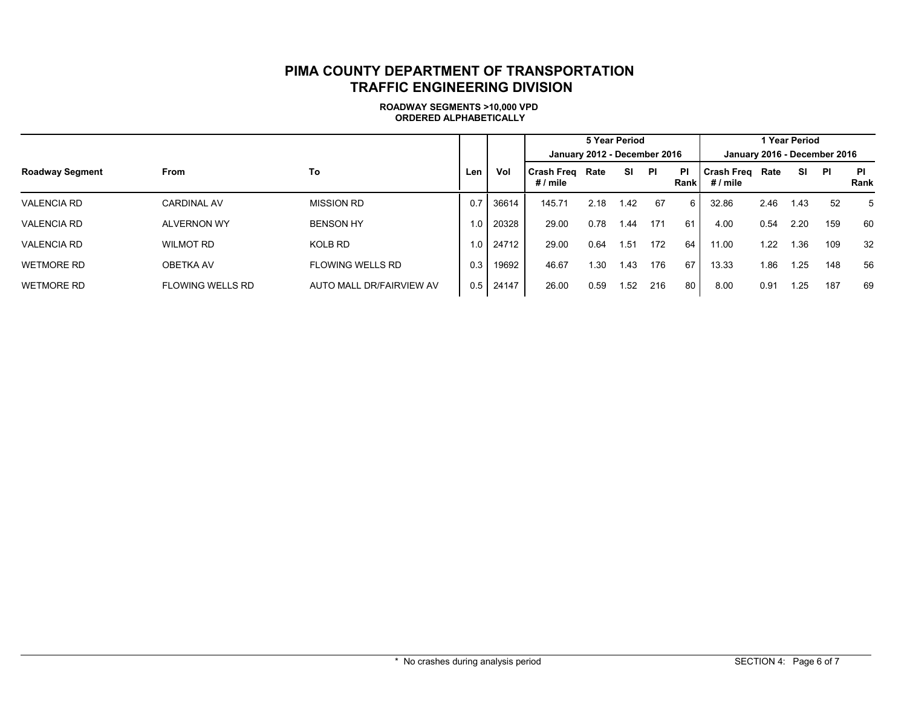# PIMA COUNTY DEPARTMENT OF TRANSPORTATION
# TRAFFIC ENGINEERING DIVISION

**ROADWAY SEGMENTS >10,000 VPD**
**ORDERED ALPHABETICALLY**

| | | | | | 5 Year Period January 2012 - December 2016 | | | | | 1 Year Period January 2016 - December 2016 | | | | |
|---|---|---|---|---|---|---|---|---|---|---|---|---|---|---|
| **Roadway Segment** | **From** | **To** | **Len** | **Vol** | **Crash Freq # / mile** | **Rate** | **SI** | **PI** | **PI Rank** | **Crash Freq # / mile** | **Rate** | **SI** | **PI** | **PI Rank** |
| VALENCIA RD | CARDINAL AV | MISSION RD | 0.7 | 36614 | 145.71 | 2.18 | 1.42 | 67 | 6 | 32.86 | 2.46 | 1.43 | 52 | 5 |
| VALENCIA RD | ALVERNON WY | BENSON HY | 1.0 | 20328 | 29.00 | 0.78 | 1.44 | 171 | 61 | 4.00 | 0.54 | 2.20 | 159 | 60 |
| VALENCIA RD | WILMOT RD | KOLB RD | 1.0 | 24712 | 29.00 | 0.64 | 1.51 | 172 | 64 | 11.00 | 1.22 | 1.36 | 109 | 32 |
| WETMORE RD | OBETKA AV | FLOWING WELLS RD | 0.3 | 19692 | 46.67 | 1.30 | 1.43 | 176 | 67 | 13.33 | 1.86 | 1.25 | 148 | 56 |
| WETMORE RD | FLOWING WELLS RD | AUTO MALL DR/FAIRVIEW AV | 0.5 | 24147 | 26.00 | 0.59 | 1.52 | 216 | 80 | 8.00 | 0.91 | 1.25 | 187 | 69 |

* No crashes during analysis period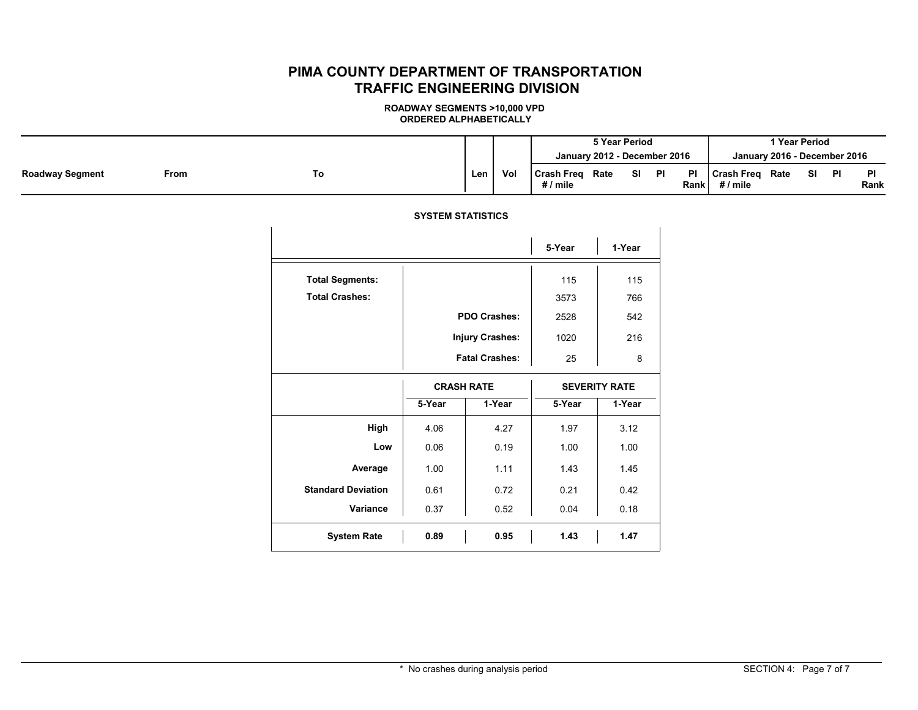# PIMA COUNTY DEPARTMENT OF TRANSPORTATION
# TRAFFIC ENGINEERING DIVISION

**ROADWAY SEGMENTS >10,000 VPD**
**ORDERED ALPHABETICALLY**

| | | | | | 5 Year Period January 2012 - December 2016 | | | | | 1 Year Period January 2016 - December 2016 | | | | |
|---|---|---|---|---|---|---|---|---|---|---|---|---|---|---|
| Roadway Segment | From | To | Len | Vol | Crash Freq # / mile | Rate | SI | PI | PI Rank | Crash Freq # / mile | Rate | SI | PI | PI Rank |

## SYSTEM STATISTICS

| | | 5-Year | 1-Year |
|---|---|---|---|
| **Total Segments:** | | 115 | 115 |
| **Total Crashes:** | | 3573 | 766 |
| | **PDO Crashes:** | 2528 | 542 |
| | **Injury Crashes:** | 1020 | 216 |
| | **Fatal Crashes:** | 25 | 8 |

| | CRASH RATE | | SEVERITY RATE | |
|---|---|---|---|---|
| | 5-Year | 1-Year | 5-Year | 1-Year |
| **High** | 4.06 | 4.27 | 1.97 | 3.12 |
| **Low** | 0.06 | 0.19 | 1.00 | 1.00 |
| **Average** | 1.00 | 1.11 | 1.43 | 1.45 |
| **Standard Deviation** | 0.61 | 0.72 | 0.21 | 0.42 |
| **Variance** | 0.37 | 0.52 | 0.04 | 0.18 |
| **System Rate** | **0.89** | **0.95** | **1.43** | **1.47** |

* No crashes during analysis period